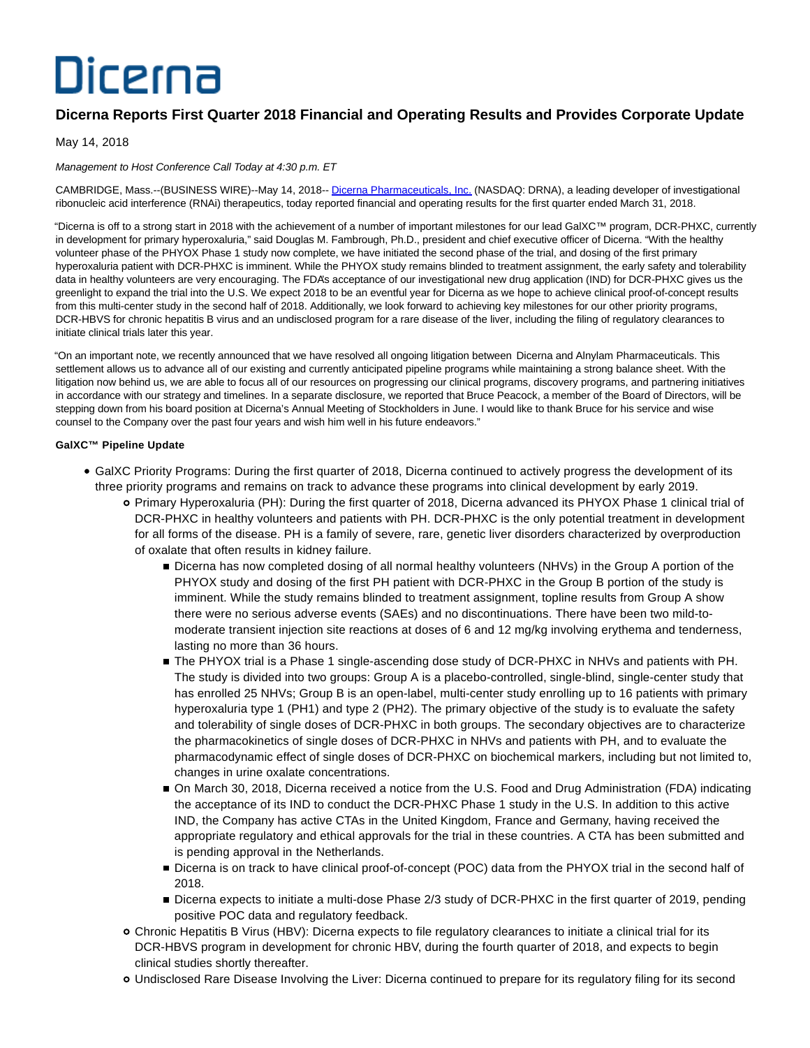Dicerna

# Dicerna Reports First Quarter 2018 Financial and Operating Results and Provides Corporate Update

May 14, 2018

*Management to Host Conference Call Today at 4:30 p.m. ET*

CAMBRIDGE, Mass.--(BUSINESS WIRE)--May 14, 2018-- Dicerna Pharmaceuticals, Inc. (NASDAQ: DRNA), a leading developer of investigational ribonucleic acid interference (RNAi) therapeutics, today reported financial and operating results for the first quarter ended March 31, 2018.

"Dicerna is off to a strong start in 2018 with the achievement of a number of important milestones for our lead GalXC™ program, DCR-PHXC, currently in development for primary hyperoxaluria," said Douglas M. Fambrough, Ph.D., president and chief executive officer of Dicerna. "With the healthy volunteer phase of the PHYOX Phase 1 study now complete, we have initiated the second phase of the trial, and dosing of the first primary hyperoxaluria patient with DCR-PHXC is imminent. While the PHYOX study remains blinded to treatment assignment, the early safety and tolerability data in healthy volunteers are very encouraging. The FDA's acceptance of our investigational new drug application (IND) for DCR-PHXC gives us the greenlight to expand the trial into the U.S. We expect 2018 to be an eventful year for Dicerna as we hope to achieve clinical proof-of-concept results from this multi-center study in the second half of 2018. Additionally, we look forward to achieving key milestones for our other priority programs, DCR-HBVS for chronic hepatitis B virus and an undisclosed program for a rare disease of the liver, including the filing of regulatory clearances to initiate clinical trials later this year.

"On an important note, we recently announced that we have resolved all ongoing litigation between Dicerna and Alnylam Pharmaceuticals. This settlement allows us to advance all of our existing and currently anticipated pipeline programs while maintaining a strong balance sheet. With the litigation now behind us, we are able to focus all of our resources on progressing our clinical programs, discovery programs, and partnering initiatives in accordance with our strategy and timelines. In a separate disclosure, we reported that Bruce Peacock, a member of the Board of Directors, will be stepping down from his board position at Dicerna's Annual Meeting of Stockholders in June. I would like to thank Bruce for his service and wise counsel to the Company over the past four years and wish him well in his future endeavors."

**GalXC™ Pipeline Update**

- GalXC Priority Programs: During the first quarter of 2018, Dicerna continued to actively progress the development of its three priority programs and remains on track to advance these programs into clinical development by early 2019.
  - Primary Hyperoxaluria (PH): During the first quarter of 2018, Dicerna advanced its PHYOX Phase 1 clinical trial of DCR-PHXC in healthy volunteers and patients with PH. DCR-PHXC is the only potential treatment in development for all forms of the disease. PH is a family of severe, rare, genetic liver disorders characterized by overproduction of oxalate that often results in kidney failure.
    - Dicerna has now completed dosing of all normal healthy volunteers (NHVs) in the Group A portion of the PHYOX study and dosing of the first PH patient with DCR-PHXC in the Group B portion of the study is imminent. While the study remains blinded to treatment assignment, topline results from Group A show there were no serious adverse events (SAEs) and no discontinuations. There have been two mild-to-moderate transient injection site reactions at doses of 6 and 12 mg/kg involving erythema and tenderness, lasting no more than 36 hours.
    - The PHYOX trial is a Phase 1 single-ascending dose study of DCR-PHXC in NHVs and patients with PH. The study is divided into two groups: Group A is a placebo-controlled, single-blind, single-center study that has enrolled 25 NHVs; Group B is an open-label, multi-center study enrolling up to 16 patients with primary hyperoxaluria type 1 (PH1) and type 2 (PH2). The primary objective of the study is to evaluate the safety and tolerability of single doses of DCR-PHXC in both groups. The secondary objectives are to characterize the pharmacokinetics of single doses of DCR-PHXC in NHVs and patients with PH, and to evaluate the pharmacodynamic effect of single doses of DCR-PHXC on biochemical markers, including but not limited to, changes in urine oxalate concentrations.
    - On March 30, 2018, Dicerna received a notice from the U.S. Food and Drug Administration (FDA) indicating the acceptance of its IND to conduct the DCR-PHXC Phase 1 study in the U.S. In addition to this active IND, the Company has active CTAs in the United Kingdom, France and Germany, having received the appropriate regulatory and ethical approvals for the trial in these countries. A CTA has been submitted and is pending approval in the Netherlands.
    - Dicerna is on track to have clinical proof-of-concept (POC) data from the PHYOX trial in the second half of 2018.
    - Dicerna expects to initiate a multi-dose Phase 2/3 study of DCR-PHXC in the first quarter of 2019, pending positive POC data and regulatory feedback.
  - Chronic Hepatitis B Virus (HBV): Dicerna expects to file regulatory clearances to initiate a clinical trial for its DCR-HBVS program in development for chronic HBV, during the fourth quarter of 2018, and expects to begin clinical studies shortly thereafter.
  - Undisclosed Rare Disease Involving the Liver: Dicerna continued to prepare for its regulatory filing for its second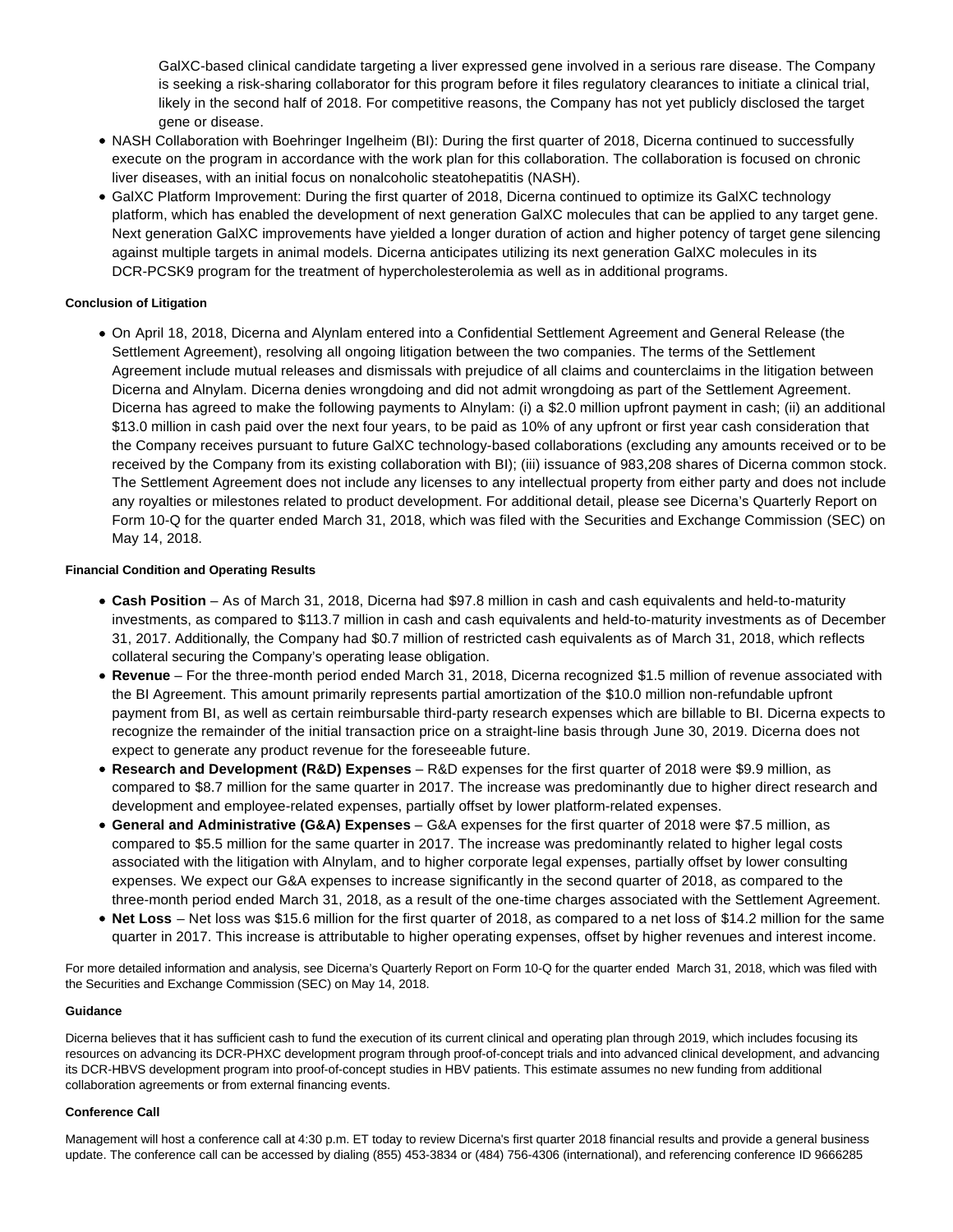GalXC-based clinical candidate targeting a liver expressed gene involved in a serious rare disease. The Company is seeking a risk-sharing collaborator for this program before it files regulatory clearances to initiate a clinical trial, likely in the second half of 2018. For competitive reasons, the Company has not yet publicly disclosed the target gene or disease.

- NASH Collaboration with Boehringer Ingelheim (BI): During the first quarter of 2018, Dicerna continued to successfully execute on the program in accordance with the work plan for this collaboration. The collaboration is focused on chronic liver diseases, with an initial focus on nonalcoholic steatohepatitis (NASH).
- GalXC Platform Improvement: During the first quarter of 2018, Dicerna continued to optimize its GalXC technology platform, which has enabled the development of next generation GalXC molecules that can be applied to any target gene. Next generation GalXC improvements have yielded a longer duration of action and higher potency of target gene silencing against multiple targets in animal models. Dicerna anticipates utilizing its next generation GalXC molecules in its DCR-PCSK9 program for the treatment of hypercholesterolemia as well as in additional programs.

**Conclusion of Litigation**

- On April 18, 2018, Dicerna and Alynlam entered into a Confidential Settlement Agreement and General Release (the Settlement Agreement), resolving all ongoing litigation between the two companies. The terms of the Settlement Agreement include mutual releases and dismissals with prejudice of all claims and counterclaims in the litigation between Dicerna and Alnylam. Dicerna denies wrongdoing and did not admit wrongdoing as part of the Settlement Agreement. Dicerna has agreed to make the following payments to Alnylam: (i) a $2.0 million upfront payment in cash; (ii) an additional $13.0 million in cash paid over the next four years, to be paid as 10% of any upfront or first year cash consideration that the Company receives pursuant to future GalXC technology-based collaborations (excluding any amounts received or to be received by the Company from its existing collaboration with BI); (iii) issuance of 983,208 shares of Dicerna common stock. The Settlement Agreement does not include any licenses to any intellectual property from either party and does not include any royalties or milestones related to product development. For additional detail, please see Dicerna's Quarterly Report on Form 10-Q for the quarter ended March 31, 2018, which was filed with the Securities and Exchange Commission (SEC) on May 14, 2018.

**Financial Condition and Operating Results**

- **Cash Position** – As of March 31, 2018, Dicerna had $97.8 million in cash and cash equivalents and held-to-maturity investments, as compared to $113.7 million in cash and cash equivalents and held-to-maturity investments as of December 31, 2017. Additionally, the Company had $0.7 million of restricted cash equivalents as of March 31, 2018, which reflects collateral securing the Company's operating lease obligation.
- **Revenue** – For the three-month period ended March 31, 2018, Dicerna recognized $1.5 million of revenue associated with the BI Agreement. This amount primarily represents partial amortization of the $10.0 million non-refundable upfront payment from BI, as well as certain reimbursable third-party research expenses which are billable to BI. Dicerna expects to recognize the remainder of the initial transaction price on a straight-line basis through June 30, 2019. Dicerna does not expect to generate any product revenue for the foreseeable future.
- **Research and Development (R&D) Expenses** – R&D expenses for the first quarter of 2018 were $9.9 million, as compared to $8.7 million for the same quarter in 2017. The increase was predominantly due to higher direct research and development and employee-related expenses, partially offset by lower platform-related expenses.
- **General and Administrative (G&A) Expenses** – G&A expenses for the first quarter of 2018 were $7.5 million, as compared to $5.5 million for the same quarter in 2017. The increase was predominantly related to higher legal costs associated with the litigation with Alnylam, and to higher corporate legal expenses, partially offset by lower consulting expenses. We expect our G&A expenses to increase significantly in the second quarter of 2018, as compared to the three-month period ended March 31, 2018, as a result of the one-time charges associated with the Settlement Agreement.
- **Net Loss** – Net loss was $15.6 million for the first quarter of 2018, as compared to a net loss of $14.2 million for the same quarter in 2017. This increase is attributable to higher operating expenses, offset by higher revenues and interest income.

For more detailed information and analysis, see Dicerna's Quarterly Report on Form 10-Q for the quarter ended March 31, 2018, which was filed with the Securities and Exchange Commission (SEC) on May 14, 2018.

**Guidance**

Dicerna believes that it has sufficient cash to fund the execution of its current clinical and operating plan through 2019, which includes focusing its resources on advancing its DCR-PHXC development program through proof-of-concept trials and into advanced clinical development, and advancing its DCR-HBVS development program into proof-of-concept studies in HBV patients. This estimate assumes no new funding from additional collaboration agreements or from external financing events.

**Conference Call**

Management will host a conference call at 4:30 p.m. ET today to review Dicerna's first quarter 2018 financial results and provide a general business update. The conference call can be accessed by dialing (855) 453-3834 or (484) 756-4306 (international), and referencing conference ID 9666285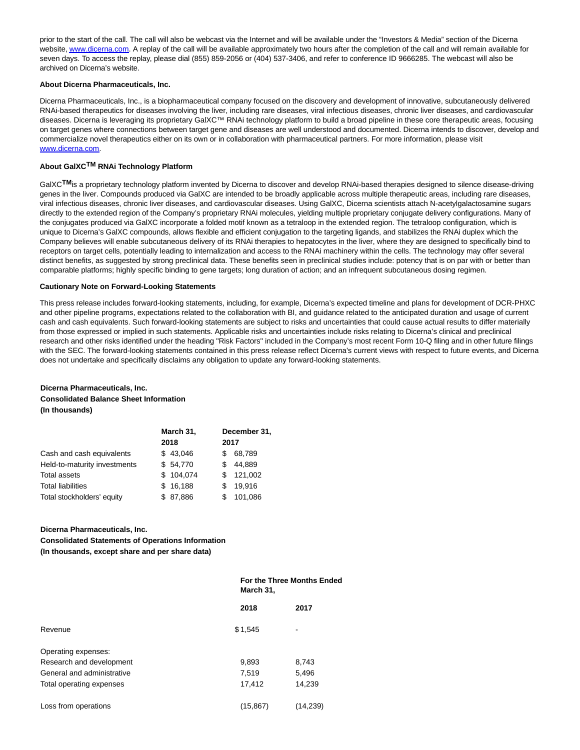prior to the start of the call. The call will also be webcast via the Internet and will be available under the "Investors & Media" section of the Dicerna website, www.dicerna.com. A replay of the call will be available approximately two hours after the completion of the call and will remain available for seven days. To access the replay, please dial (855) 859-2056 or (404) 537-3406, and refer to conference ID 9666285. The webcast will also be archived on Dicerna's website.

**About Dicerna Pharmaceuticals, Inc.**

Dicerna Pharmaceuticals, Inc., is a biopharmaceutical company focused on the discovery and development of innovative, subcutaneously delivered RNAi-based therapeutics for diseases involving the liver, including rare diseases, viral infectious diseases, chronic liver diseases, and cardiovascular diseases. Dicerna is leveraging its proprietary GalXC™ RNAi technology platform to build a broad pipeline in these core therapeutic areas, focusing on target genes where connections between target gene and diseases are well understood and documented. Dicerna intends to discover, develop and commercialize novel therapeutics either on its own or in collaboration with pharmaceutical partners. For more information, please visit www.dicerna.com.

**About GalXC™ RNAi Technology Platform**

GalXC™ is a proprietary technology platform invented by Dicerna to discover and develop RNAi-based therapies designed to silence disease-driving genes in the liver. Compounds produced via GalXC are intended to be broadly applicable across multiple therapeutic areas, including rare diseases, viral infectious diseases, chronic liver diseases, and cardiovascular diseases. Using GalXC, Dicerna scientists attach N-acetylgalactosamine sugars directly to the extended region of the Company's proprietary RNAi molecules, yielding multiple proprietary conjugate delivery configurations. Many of the conjugates produced via GalXC incorporate a folded motif known as a tetraloop in the extended region. The tetraloop configuration, which is unique to Dicerna's GalXC compounds, allows flexible and efficient conjugation to the targeting ligands, and stabilizes the RNAi duplex which the Company believes will enable subcutaneous delivery of its RNAi therapies to hepatocytes in the liver, where they are designed to specifically bind to receptors on target cells, potentially leading to internalization and access to the RNAi machinery within the cells. The technology may offer several distinct benefits, as suggested by strong preclinical data. These benefits seen in preclinical studies include: potency that is on par with or better than comparable platforms; highly specific binding to gene targets; long duration of action; and an infrequent subcutaneous dosing regimen.

**Cautionary Note on Forward-Looking Statements**

This press release includes forward-looking statements, including, for example, Dicerna's expected timeline and plans for development of DCR-PHXC and other pipeline programs, expectations related to the collaboration with BI, and guidance related to the anticipated duration and usage of current cash and cash equivalents. Such forward-looking statements are subject to risks and uncertainties that could cause actual results to differ materially from those expressed or implied in such statements. Applicable risks and uncertainties include risks relating to Dicerna's clinical and preclinical research and other risks identified under the heading "Risk Factors" included in the Company's most recent Form 10-Q filing and in other future filings with the SEC. The forward-looking statements contained in this press release reflect Dicerna's current views with respect to future events, and Dicerna does not undertake and specifically disclaims any obligation to update any forward-looking statements.

**Dicerna Pharmaceuticals, Inc.**
**Consolidated Balance Sheet Information**
**(In thousands)**

| | March 31, 2018 | December 31, 2017 |
|---|---|---|
| Cash and cash equivalents | $ 43,046 | $ 68,789 |
| Held-to-maturity investments | $ 54,770 | $ 44,889 |
| Total assets | $ 104,074 | $ 121,002 |
| Total liabilities | $ 16,188 | $ 19,916 |
| Total stockholders' equity | $ 87,886 | $ 101,086 |

**Dicerna Pharmaceuticals, Inc.**
**Consolidated Statements of Operations Information**
**(In thousands, except share and per share data)**

| | For the Three Months Ended March 31, | |
|---|---|---|
| | 2018 | 2017 |
| Revenue | $ 1,545 | - |
| Operating expenses: | | |
| Research and development | 9,893 | 8,743 |
| General and administrative | 7,519 | 5,496 |
| Total operating expenses | 17,412 | 14,239 |
| Loss from operations | (15,867) | (14,239) |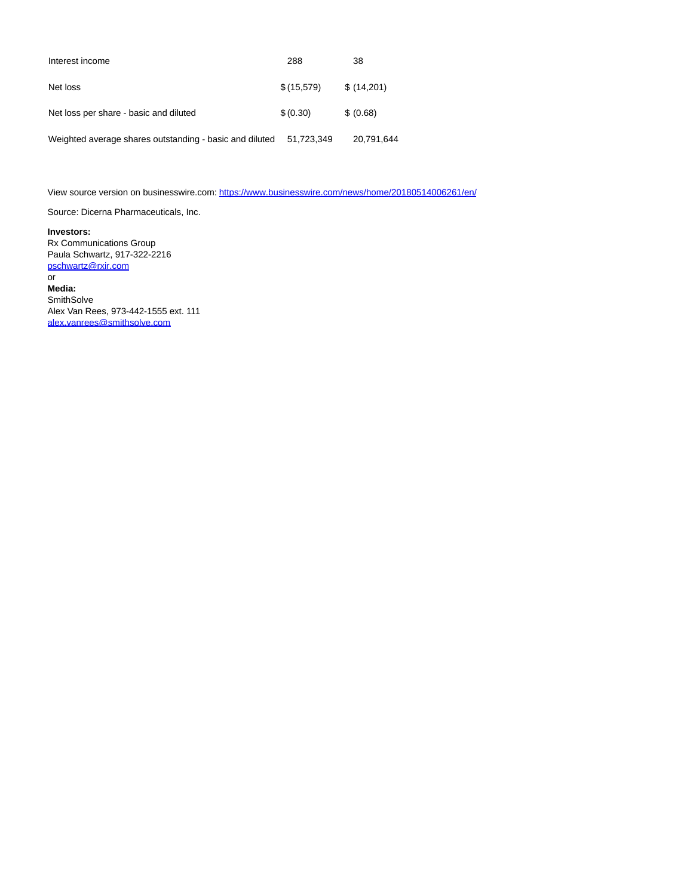| | | |
|---|---|---|
| Interest income | 288 | 38 |
| Net loss | $ (15,579) | $ (14,201) |
| Net loss per share - basic and diluted | $ (0.30) | $ (0.68) |
| Weighted average shares outstanding - basic and diluted | 51,723,349 | 20,791,644 |

View source version on businesswire.com: https://www.businesswire.com/news/home/20180514006261/en/

Source: Dicerna Pharmaceuticals, Inc.

**Investors:**
Rx Communications Group
Paula Schwartz, 917-322-2216
pschwartz@rxir.com
or
**Media:**
SmithSolve
Alex Van Rees, 973-442-1555 ext. 111
alex.vanrees@smithsolve.com